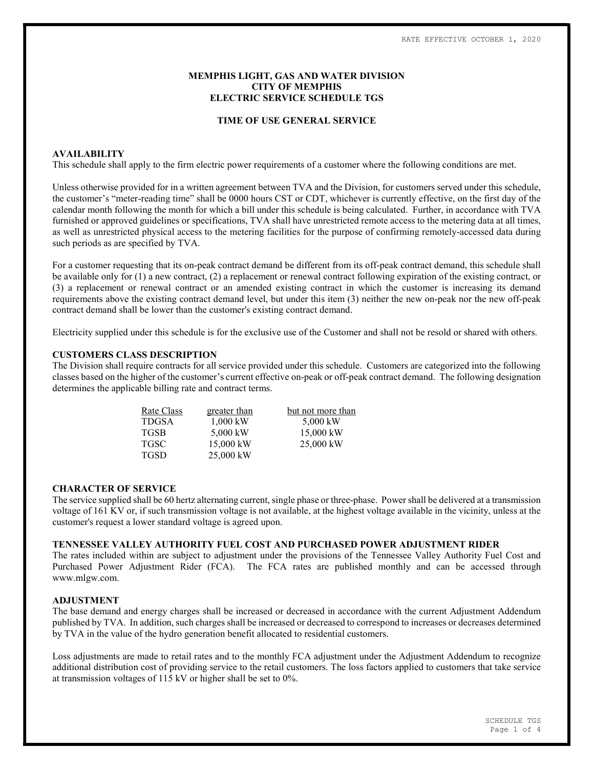RATE EFFECTIVE OCTOBER 1, 2020

# MEMPHIS LIGHT, GAS AND WATER DIVISION
# CITY OF MEMPHIS
# ELECTRIC SERVICE SCHEDULE TGS

## TIME OF USE GENERAL SERVICE

### AVAILABILITY

This schedule shall apply to the firm electric power requirements of a customer where the following conditions are met.

Unless otherwise provided for in a written agreement between TVA and the Division, for customers served under this schedule, the customer's "meter-reading time" shall be 0000 hours CST or CDT, whichever is currently effective, on the first day of the calendar month following the month for which a bill under this schedule is being calculated. Further, in accordance with TVA furnished or approved guidelines or specifications, TVA shall have unrestricted remote access to the metering data at all times, as well as unrestricted physical access to the metering facilities for the purpose of confirming remotely-accessed data during such periods as are specified by TVA.

For a customer requesting that its on-peak contract demand be different from its off-peak contract demand, this schedule shall be available only for (1) a new contract, (2) a replacement or renewal contract following expiration of the existing contract, or (3) a replacement or renewal contract or an amended existing contract in which the customer is increasing its demand requirements above the existing contract demand level, but under this item (3) neither the new on-peak nor the new off-peak contract demand shall be lower than the customer's existing contract demand.

Electricity supplied under this schedule is for the exclusive use of the Customer and shall not be resold or shared with others.

### CUSTOMERS CLASS DESCRIPTION

The Division shall require contracts for all service provided under this schedule. Customers are categorized into the following classes based on the higher of the customer's current effective on-peak or off-peak contract demand. The following designation determines the applicable billing rate and contract terms.

| Rate Class | greater than | but not more than |
|---|---|---|
| TDGSA | 1,000 kW | 5,000 kW |
| TGSB | 5,000 kW | 15,000 kW |
| TGSC | 15,000 kW | 25,000 kW |
| TGSD | 25,000 kW | |

### CHARACTER OF SERVICE

The service supplied shall be 60 hertz alternating current, single phase or three-phase. Power shall be delivered at a transmission voltage of 161 KV or, if such transmission voltage is not available, at the highest voltage available in the vicinity, unless at the customer's request a lower standard voltage is agreed upon.

### TENNESSEE VALLEY AUTHORITY FUEL COST AND PURCHASED POWER ADJUSTMENT RIDER

The rates included within are subject to adjustment under the provisions of the Tennessee Valley Authority Fuel Cost and Purchased Power Adjustment Rider (FCA). The FCA rates are published monthly and can be accessed through www.mlgw.com.

### ADJUSTMENT

The base demand and energy charges shall be increased or decreased in accordance with the current Adjustment Addendum published by TVA. In addition, such charges shall be increased or decreased to correspond to increases or decreases determined by TVA in the value of the hydro generation benefit allocated to residential customers.

Loss adjustments are made to retail rates and to the monthly FCA adjustment under the Adjustment Addendum to recognize additional distribution cost of providing service to the retail customers. The loss factors applied to customers that take service at transmission voltages of 115 kV or higher shall be set to 0%.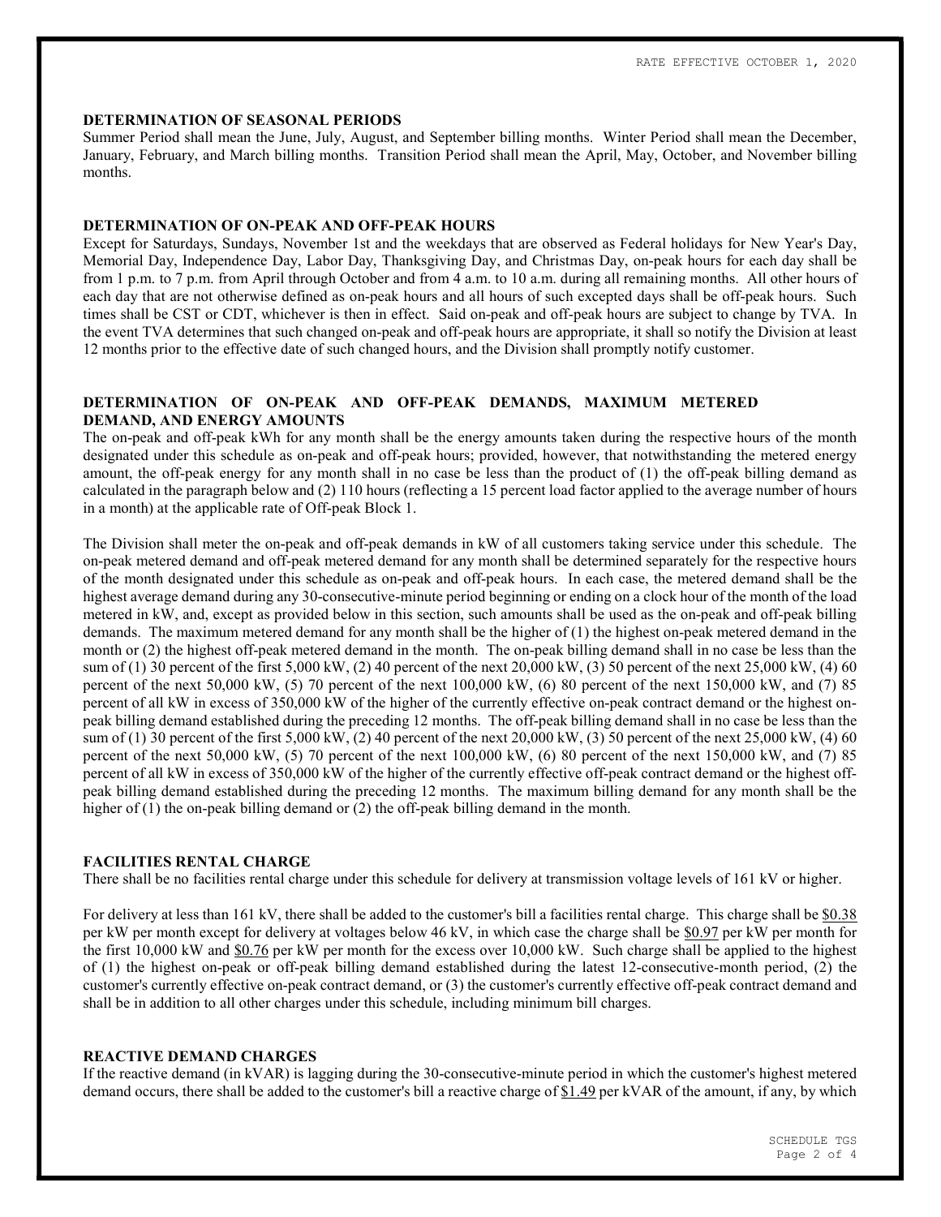RATE EFFECTIVE OCTOBER 1, 2020

**DETERMINATION OF SEASONAL PERIODS**

Summer Period shall mean the June, July, August, and September billing months. Winter Period shall mean the December, January, February, and March billing months. Transition Period shall mean the April, May, October, and November billing months.

**DETERMINATION OF ON-PEAK AND OFF-PEAK HOURS**

Except for Saturdays, Sundays, November 1st and the weekdays that are observed as Federal holidays for New Year's Day, Memorial Day, Independence Day, Labor Day, Thanksgiving Day, and Christmas Day, on-peak hours for each day shall be from 1 p.m. to 7 p.m. from April through October and from 4 a.m. to 10 a.m. during all remaining months. All other hours of each day that are not otherwise defined as on-peak hours and all hours of such excepted days shall be off-peak hours. Such times shall be CST or CDT, whichever is then in effect. Said on-peak and off-peak hours are subject to change by TVA. In the event TVA determines that such changed on-peak and off-peak hours are appropriate, it shall so notify the Division at least 12 months prior to the effective date of such changed hours, and the Division shall promptly notify customer.

**DETERMINATION OF ON-PEAK AND OFF-PEAK DEMANDS, MAXIMUM METERED DEMAND, AND ENERGY AMOUNTS**

The on-peak and off-peak kWh for any month shall be the energy amounts taken during the respective hours of the month designated under this schedule as on-peak and off-peak hours; provided, however, that notwithstanding the metered energy amount, the off-peak energy for any month shall in no case be less than the product of (1) the off-peak billing demand as calculated in the paragraph below and (2) 110 hours (reflecting a 15 percent load factor applied to the average number of hours in a month) at the applicable rate of Off-peak Block 1.

The Division shall meter the on-peak and off-peak demands in kW of all customers taking service under this schedule. The on-peak metered demand and off-peak metered demand for any month shall be determined separately for the respective hours of the month designated under this schedule as on-peak and off-peak hours. In each case, the metered demand shall be the highest average demand during any 30-consecutive-minute period beginning or ending on a clock hour of the month of the load metered in kW, and, except as provided below in this section, such amounts shall be used as the on-peak and off-peak billing demands. The maximum metered demand for any month shall be the higher of (1) the highest on-peak metered demand in the month or (2) the highest off-peak metered demand in the month. The on-peak billing demand shall in no case be less than the sum of (1) 30 percent of the first 5,000 kW, (2) 40 percent of the next 20,000 kW, (3) 50 percent of the next 25,000 kW, (4) 60 percent of the next 50,000 kW, (5) 70 percent of the next 100,000 kW, (6) 80 percent of the next 150,000 kW, and (7) 85 percent of all kW in excess of 350,000 kW of the higher of the currently effective on-peak contract demand or the highest on-peak billing demand established during the preceding 12 months. The off-peak billing demand shall in no case be less than the sum of (1) 30 percent of the first 5,000 kW, (2) 40 percent of the next 20,000 kW, (3) 50 percent of the next 25,000 kW, (4) 60 percent of the next 50,000 kW, (5) 70 percent of the next 100,000 kW, (6) 80 percent of the next 150,000 kW, and (7) 85 percent of all kW in excess of 350,000 kW of the higher of the currently effective off-peak contract demand or the highest off-peak billing demand established during the preceding 12 months. The maximum billing demand for any month shall be the higher of (1) the on-peak billing demand or (2) the off-peak billing demand in the month.

**FACILITIES RENTAL CHARGE**

There shall be no facilities rental charge under this schedule for delivery at transmission voltage levels of 161 kV or higher.

For delivery at less than 161 kV, there shall be added to the customer's bill a facilities rental charge. This charge shall be $0.38 per kW per month except for delivery at voltages below 46 kV, in which case the charge shall be $0.97 per kW per month for the first 10,000 kW and $0.76 per kW per month for the excess over 10,000 kW. Such charge shall be applied to the highest of (1) the highest on-peak or off-peak billing demand established during the latest 12-consecutive-month period, (2) the customer's currently effective on-peak contract demand, or (3) the customer's currently effective off-peak contract demand and shall be in addition to all other charges under this schedule, including minimum bill charges.

**REACTIVE DEMAND CHARGES**

If the reactive demand (in kVAR) is lagging during the 30-consecutive-minute period in which the customer's highest metered demand occurs, there shall be added to the customer's bill a reactive charge of $1.49 per kVAR of the amount, if any, by which

SCHEDULE TGS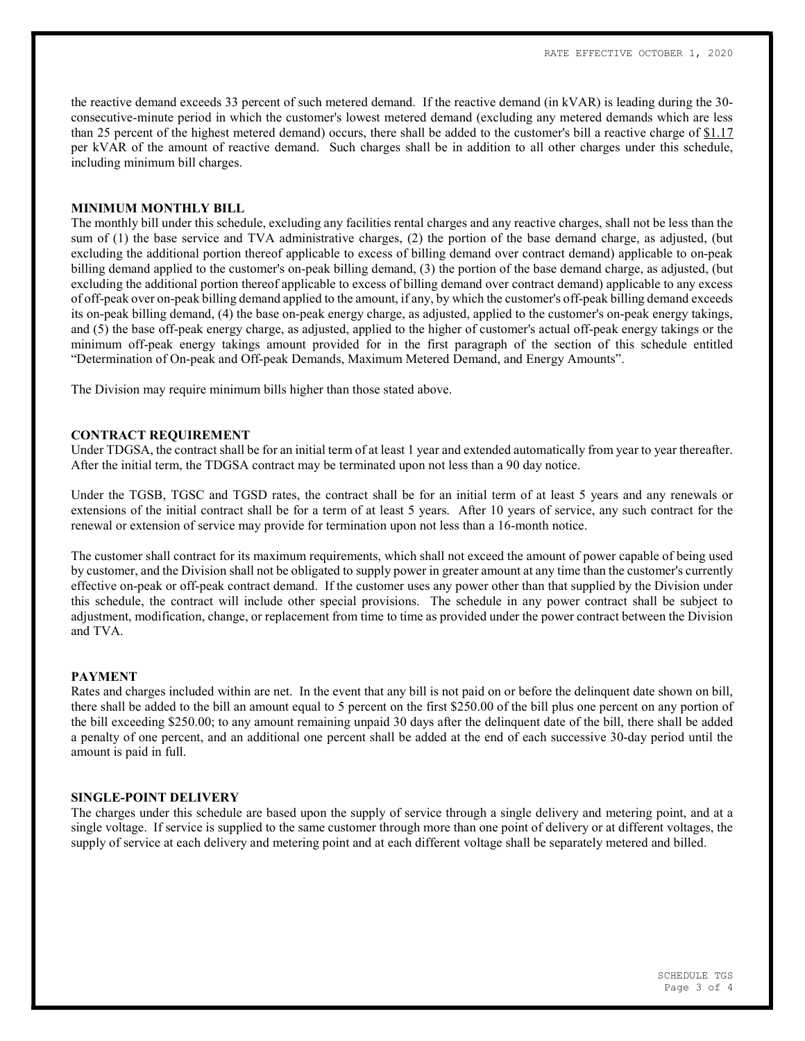the reactive demand exceeds 33 percent of such metered demand. If the reactive demand (in kVAR) is leading during the 30-consecutive-minute period in which the customer's lowest metered demand (excluding any metered demands which are less than 25 percent of the highest metered demand) occurs, there shall be added to the customer's bill a reactive charge of $1.17 per kVAR of the amount of reactive demand. Such charges shall be in addition to all other charges under this schedule, including minimum bill charges.

## MINIMUM MONTHLY BILL

The monthly bill under this schedule, excluding any facilities rental charges and any reactive charges, shall not be less than the sum of (1) the base service and TVA administrative charges, (2) the portion of the base demand charge, as adjusted, (but excluding the additional portion thereof applicable to excess of billing demand over contract demand) applicable to on-peak billing demand applied to the customer's on-peak billing demand, (3) the portion of the base demand charge, as adjusted, (but excluding the additional portion thereof applicable to excess of billing demand over contract demand) applicable to any excess of off-peak over on-peak billing demand applied to the amount, if any, by which the customer's off-peak billing demand exceeds its on-peak billing demand, (4) the base on-peak energy charge, as adjusted, applied to the customer's on-peak energy takings, and (5) the base off-peak energy charge, as adjusted, applied to the higher of customer's actual off-peak energy takings or the minimum off-peak energy takings amount provided for in the first paragraph of the section of this schedule entitled "Determination of On-peak and Off-peak Demands, Maximum Metered Demand, and Energy Amounts".

The Division may require minimum bills higher than those stated above.

## CONTRACT REQUIREMENT

Under TDGSA, the contract shall be for an initial term of at least 1 year and extended automatically from year to year thereafter. After the initial term, the TDGSA contract may be terminated upon not less than a 90 day notice.

Under the TGSB, TGSC and TGSD rates, the contract shall be for an initial term of at least 5 years and any renewals or extensions of the initial contract shall be for a term of at least 5 years. After 10 years of service, any such contract for the renewal or extension of service may provide for termination upon not less than a 16-month notice.

The customer shall contract for its maximum requirements, which shall not exceed the amount of power capable of being used by customer, and the Division shall not be obligated to supply power in greater amount at any time than the customer's currently effective on-peak or off-peak contract demand. If the customer uses any power other than that supplied by the Division under this schedule, the contract will include other special provisions. The schedule in any power contract shall be subject to adjustment, modification, change, or replacement from time to time as provided under the power contract between the Division and TVA.

## PAYMENT

Rates and charges included within are net. In the event that any bill is not paid on or before the delinquent date shown on bill, there shall be added to the bill an amount equal to 5 percent on the first $250.00 of the bill plus one percent on any portion of the bill exceeding $250.00; to any amount remaining unpaid 30 days after the delinquent date of the bill, there shall be added a penalty of one percent, and an additional one percent shall be added at the end of each successive 30-day period until the amount is paid in full.

## SINGLE-POINT DELIVERY

The charges under this schedule are based upon the supply of service through a single delivery and metering point, and at a single voltage. If service is supplied to the same customer through more than one point of delivery or at different voltages, the supply of service at each delivery and metering point and at each different voltage shall be separately metered and billed.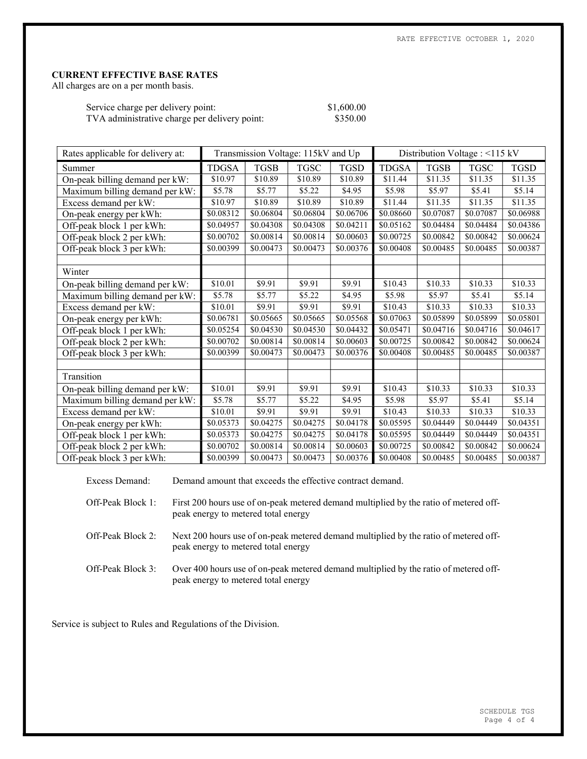RATE EFFECTIVE OCTOBER 1, 2020

**CURRENT EFFECTIVE BASE RATES**
All charges are on a per month basis.

| | |
|---|---|
| Service charge per delivery point: | $1,600.00 |
| TVA administrative charge per delivery point: | $350.00 |

| Rates applicable for delivery at: | Transmission Voltage: 115kV and Up | | | | Distribution Voltage : <115 kV | | | |
|---|---|---|---|---|---|---|---|---|
| Summer | TDGSA | TGSB | TGSC | TGSD | TDGSA | TGSB | TGSC | TGSD |
| On-peak billing demand per kW: | $10.97 | $10.89 | $10.89 | $10.89 | $11.44 | $11.35 | $11.35 | $11.35 |
| Maximum billing demand per kW: | $5.78 | $5.77 | $5.22 | $4.95 | $5.98 | $5.97 | $5.41 | $5.14 |
| Excess demand per kW: | $10.97 | $10.89 | $10.89 | $10.89 | $11.44 | $11.35 | $11.35 | $11.35 |
| On-peak energy per kWh: | $0.08312 | $0.06804 | $0.06804 | $0.06706 | $0.08660 | $0.07087 | $0.07087 | $0.06988 |
| Off-peak block 1 per kWh: | $0.04957 | $0.04308 | $0.04308 | $0.04211 | $0.05162 | $0.04484 | $0.04484 | $0.04386 |
| Off-peak block 2 per kWh: | $0.00702 | $0.00814 | $0.00814 | $0.00603 | $0.00725 | $0.00842 | $0.00842 | $0.00624 |
| Off-peak block 3 per kWh: | $0.00399 | $0.00473 | $0.00473 | $0.00376 | $0.00408 | $0.00485 | $0.00485 | $0.00387 |
| | | | | | | | | |
| Winter | | | | | | | | |
| On-peak billing demand per kW: | $10.01 | $9.91 | $9.91 | $9.91 | $10.43 | $10.33 | $10.33 | $10.33 |
| Maximum billing demand per kW: | $5.78 | $5.77 | $5.22 | $4.95 | $5.98 | $5.97 | $5.41 | $5.14 |
| Excess demand per kW: | $10.01 | $9.91 | $9.91 | $9.91 | $10.43 | $10.33 | $10.33 | $10.33 |
| On-peak energy per kWh: | $0.06781 | $0.05665 | $0.05665 | $0.05568 | $0.07063 | $0.05899 | $0.05899 | $0.05801 |
| Off-peak block 1 per kWh: | $0.05254 | $0.04530 | $0.04530 | $0.04432 | $0.05471 | $0.04716 | $0.04716 | $0.04617 |
| Off-peak block 2 per kWh: | $0.00702 | $0.00814 | $0.00814 | $0.00603 | $0.00725 | $0.00842 | $0.00842 | $0.00624 |
| Off-peak block 3 per kWh: | $0.00399 | $0.00473 | $0.00473 | $0.00376 | $0.00408 | $0.00485 | $0.00485 | $0.00387 |
| | | | | | | | | |
| Transition | | | | | | | | |
| On-peak billing demand per kW: | $10.01 | $9.91 | $9.91 | $9.91 | $10.43 | $10.33 | $10.33 | $10.33 |
| Maximum billing demand per kW: | $5.78 | $5.77 | $5.22 | $4.95 | $5.98 | $5.97 | $5.41 | $5.14 |
| Excess demand per kW: | $10.01 | $9.91 | $9.91 | $9.91 | $10.43 | $10.33 | $10.33 | $10.33 |
| On-peak energy per kWh: | $0.05373 | $0.04275 | $0.04275 | $0.04178 | $0.05595 | $0.04449 | $0.04449 | $0.04351 |
| Off-peak block 1 per kWh: | $0.05373 | $0.04275 | $0.04275 | $0.04178 | $0.05595 | $0.04449 | $0.04449 | $0.04351 |
| Off-peak block 2 per kWh: | $0.00702 | $0.00814 | $0.00814 | $0.00603 | $0.00725 | $0.00842 | $0.00842 | $0.00624 |
| Off-peak block 3 per kWh: | $0.00399 | $0.00473 | $0.00473 | $0.00376 | $0.00408 | $0.00485 | $0.00485 | $0.00387 |

Excess Demand: Demand amount that exceeds the effective contract demand.

Off-Peak Block 1: First 200 hours use of on-peak metered demand multiplied by the ratio of metered off-peak energy to metered total energy

Off-Peak Block 2: Next 200 hours use of on-peak metered demand multiplied by the ratio of metered off-peak energy to metered total energy

Off-Peak Block 3: Over 400 hours use of on-peak metered demand multiplied by the ratio of metered off-peak energy to metered total energy

Service is subject to Rules and Regulations of the Division.

SCHEDULE TGS